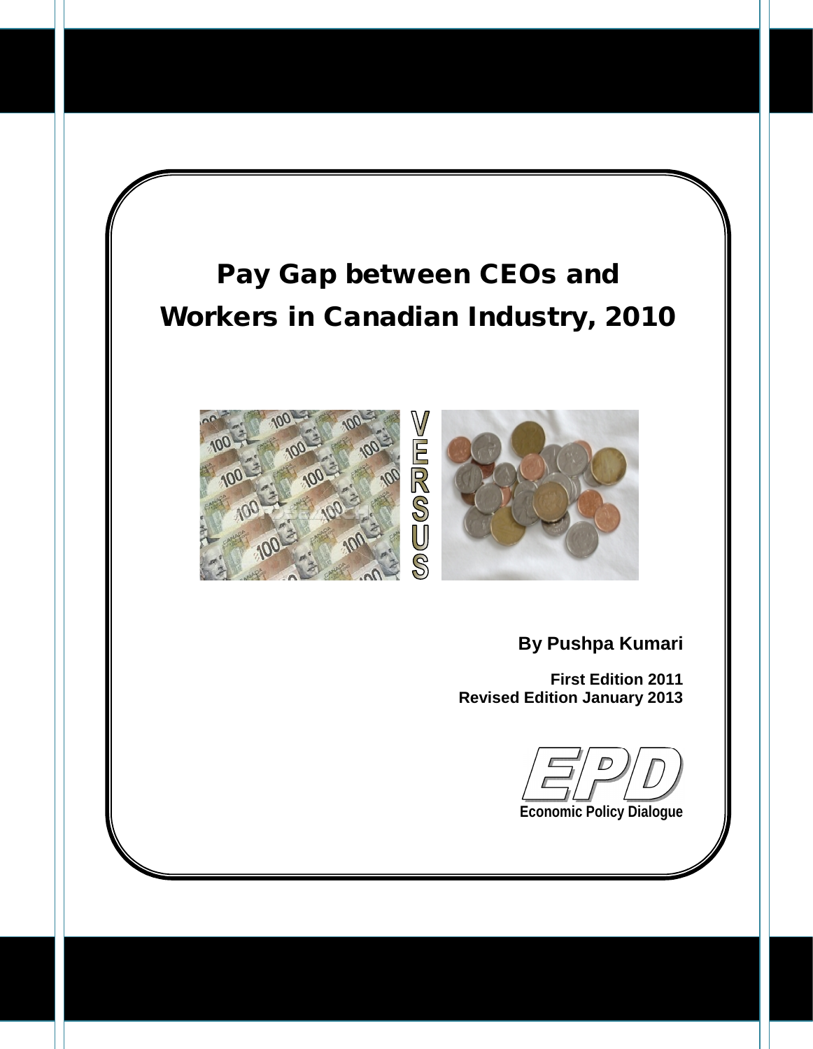# Pay Gap between CEOs and Workers in Canadian Industry, 2010

**By Pushpa Kumari**

**First Edition 2011**
**Revised Edition January 2013**

**EPD**
**Economic Policy Dialogue**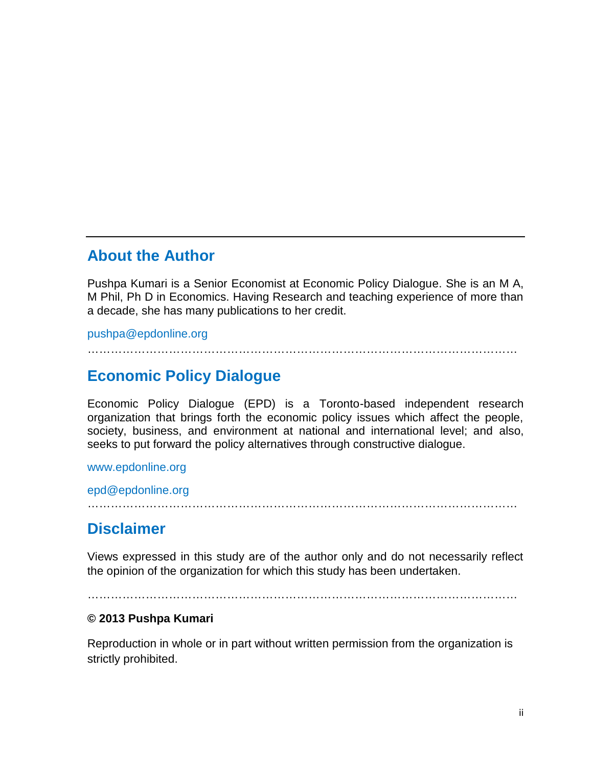## About the Author

Pushpa Kumari is a Senior Economist at Economic Policy Dialogue. She is an M A, M Phil, Ph D in Economics. Having Research and teaching experience of more than a decade, she has many publications to her credit.

pushpa@epdonline.org

…………………………………………………………………………………………………

## Economic Policy Dialogue

Economic Policy Dialogue (EPD) is a Toronto-based independent research organization that brings forth the economic policy issues which affect the people, society, business, and environment at national and international level; and also, seeks to put forward the policy alternatives through constructive dialogue.

www.epdonline.org

epd@epdonline.org

…………………………………………………………………………………………………

## Disclaimer

Views expressed in this study are of the author only and do not necessarily reflect the opinion of the organization for which this study has been undertaken.

…………………………………………………………………………………………………

**© 2013 Pushpa Kumari**

Reproduction in whole or in part without written permission from the organization is strictly prohibited.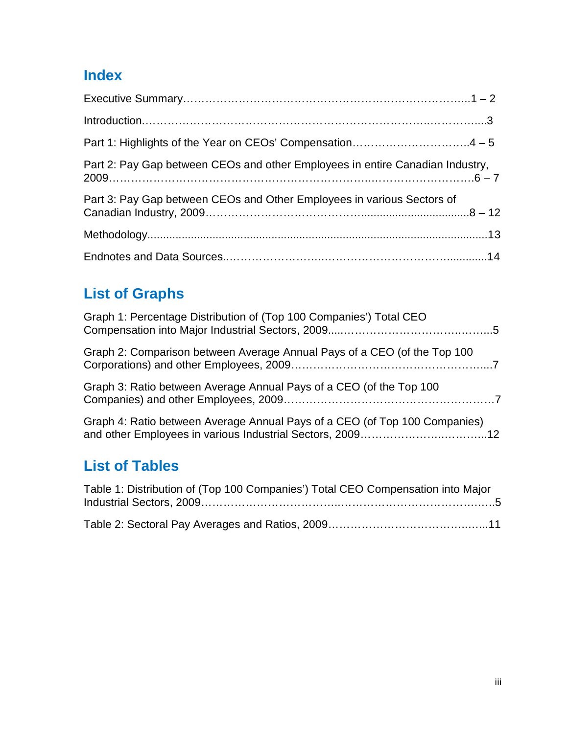## Index

Executive Summary……………………………………………………………………..1 – 2

Introduction………………………………………………………………………..………....3

Part 1: Highlights of the Year on CEOs' Compensation…………………………..4 – 5

Part 2: Pay Gap between CEOs and other Employees in entire Canadian Industry, 2009…………………………………………………………..………………………….6 – 7

Part 3: Pay Gap between CEOs and Other Employees in various Sectors of Canadian Industry, 2009……………………………….................................8 – 12

Methodology..............................................................................................................13

Endnotes and Data Sources..……………………..………………………………...........14

## List of Graphs

Graph 1: Percentage Distribution of (Top 100 Companies') Total CEO Compensation into Major Industrial Sectors, 2009.....……………………………..……...5

Graph 2: Comparison between Average Annual Pays of a CEO (of the Top 100 Corporations) and other Employees, 2009……………………………………………....7

Graph 3: Ratio between Average Annual Pays of a CEO (of the Top 100 Companies) and other Employees, 2009…………………………………………………7

Graph 4: Ratio between Average Annual Pays of a CEO (of Top 100 Companies) and other Employees in various Industrial Sectors, 2009………………...…………..12

## List of Tables

Table 1: Distribution of (Top 100 Companies') Total CEO Compensation into Major Industrial Sectors, 2009………………………....………………………………………..5

Table 2: Sectoral Pay Averages and Ratios, 2009…………………………………..…...11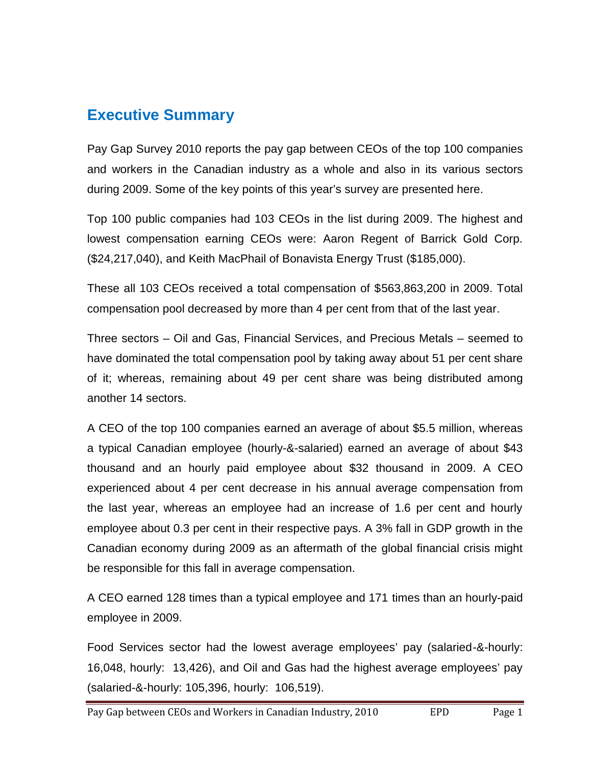## Executive Summary

Pay Gap Survey 2010 reports the pay gap between CEOs of the top 100 companies and workers in the Canadian industry as a whole and also in its various sectors during 2009. Some of the key points of this year's survey are presented here.

Top 100 public companies had 103 CEOs in the list during 2009. The highest and lowest compensation earning CEOs were: Aaron Regent of Barrick Gold Corp. ($24,217,040), and Keith MacPhail of Bonavista Energy Trust ($185,000).

These all 103 CEOs received a total compensation of $563,863,200 in 2009. Total compensation pool decreased by more than 4 per cent from that of the last year.

Three sectors – Oil and Gas, Financial Services, and Precious Metals – seemed to have dominated the total compensation pool by taking away about 51 per cent share of it; whereas, remaining about 49 per cent share was being distributed among another 14 sectors.

A CEO of the top 100 companies earned an average of about $5.5 million, whereas a typical Canadian employee (hourly-&-salaried) earned an average of about $43 thousand and an hourly paid employee about $32 thousand in 2009. A CEO experienced about 4 per cent decrease in his annual average compensation from the last year, whereas an employee had an increase of 1.6 per cent and hourly employee about 0.3 per cent in their respective pays. A 3% fall in GDP growth in the Canadian economy during 2009 as an aftermath of the global financial crisis might be responsible for this fall in average compensation.

A CEO earned 128 times than a typical employee and 171 times than an hourly-paid employee in 2009.

Food Services sector had the lowest average employees' pay (salaried-&-hourly: 16,048, hourly: 13,426), and Oil and Gas had the highest average employees' pay (salaried-&-hourly: 105,396, hourly: 106,519).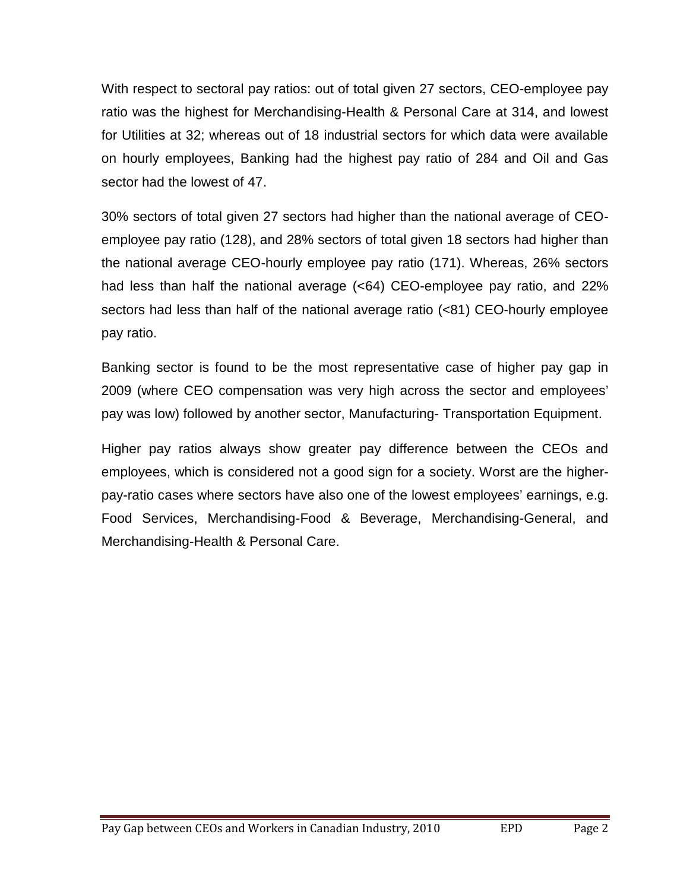With respect to sectoral pay ratios: out of total given 27 sectors, CEO-employee pay ratio was the highest for Merchandising-Health & Personal Care at 314, and lowest for Utilities at 32; whereas out of 18 industrial sectors for which data were available on hourly employees, Banking had the highest pay ratio of 284 and Oil and Gas sector had the lowest of 47.

30% sectors of total given 27 sectors had higher than the national average of CEO-employee pay ratio (128), and 28% sectors of total given 18 sectors had higher than the national average CEO-hourly employee pay ratio (171). Whereas, 26% sectors had less than half the national average (<64) CEO-employee pay ratio, and 22% sectors had less than half of the national average ratio (<81) CEO-hourly employee pay ratio.

Banking sector is found to be the most representative case of higher pay gap in 2009 (where CEO compensation was very high across the sector and employees' pay was low) followed by another sector, Manufacturing- Transportation Equipment.

Higher pay ratios always show greater pay difference between the CEOs and employees, which is considered not a good sign for a society. Worst are the higher-pay-ratio cases where sectors have also one of the lowest employees' earnings, e.g. Food Services, Merchandising-Food & Beverage, Merchandising-General, and Merchandising-Health & Personal Care.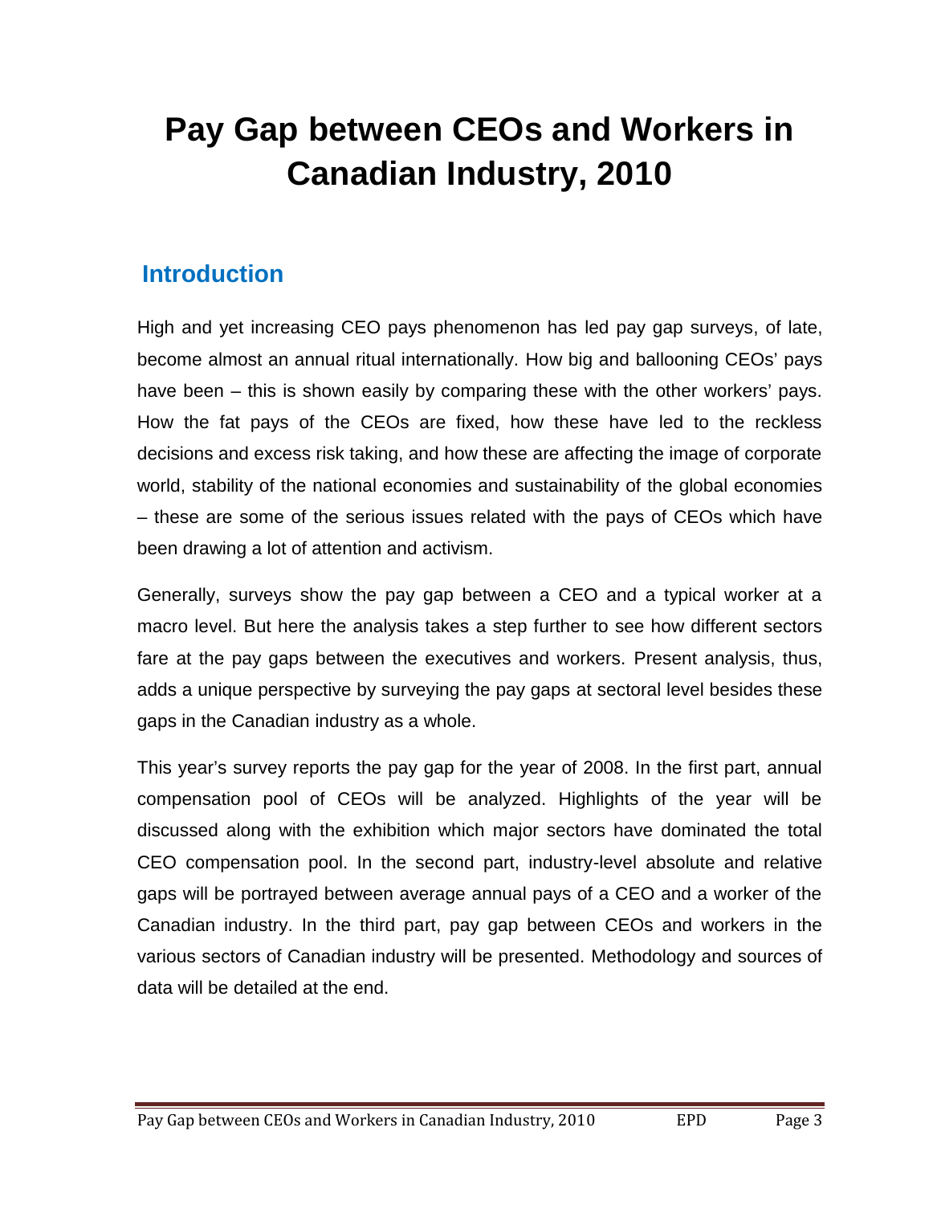# Pay Gap between CEOs and Workers in Canadian Industry, 2010

## Introduction

High and yet increasing CEO pays phenomenon has led pay gap surveys, of late, become almost an annual ritual internationally. How big and ballooning CEOs' pays have been – this is shown easily by comparing these with the other workers' pays. How the fat pays of the CEOs are fixed, how these have led to the reckless decisions and excess risk taking, and how these are affecting the image of corporate world, stability of the national economies and sustainability of the global economies – these are some of the serious issues related with the pays of CEOs which have been drawing a lot of attention and activism.

Generally, surveys show the pay gap between a CEO and a typical worker at a macro level. But here the analysis takes a step further to see how different sectors fare at the pay gaps between the executives and workers. Present analysis, thus, adds a unique perspective by surveying the pay gaps at sectoral level besides these gaps in the Canadian industry as a whole.

This year's survey reports the pay gap for the year of 2008. In the first part, annual compensation pool of CEOs will be analyzed. Highlights of the year will be discussed along with the exhibition which major sectors have dominated the total CEO compensation pool. In the second part, industry-level absolute and relative gaps will be portrayed between average annual pays of a CEO and a worker of the Canadian industry. In the third part, pay gap between CEOs and workers in the various sectors of Canadian industry will be presented. Methodology and sources of data will be detailed at the end.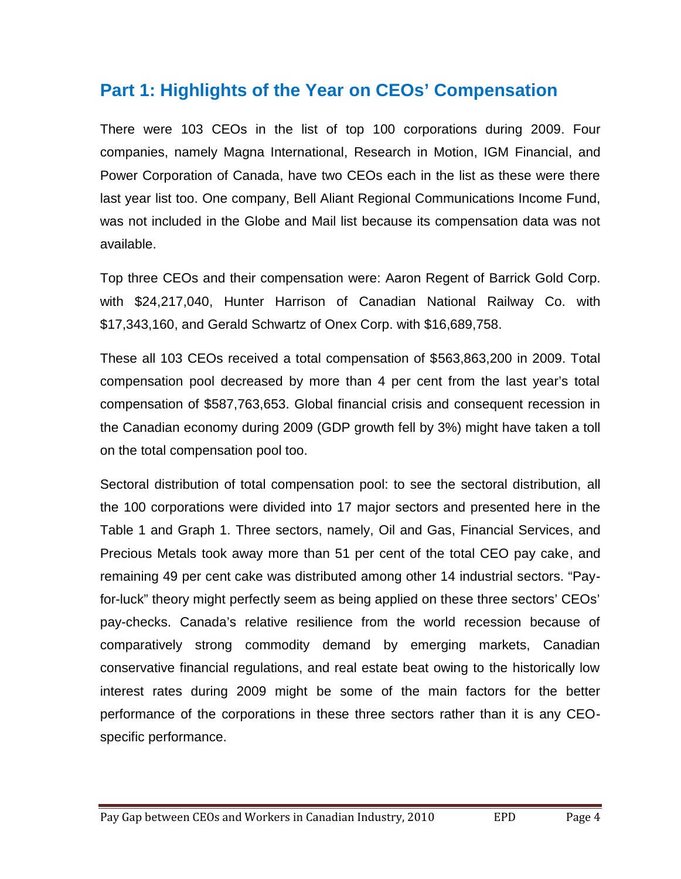## Part 1: Highlights of the Year on CEOs' Compensation

There were 103 CEOs in the list of top 100 corporations during 2009. Four companies, namely Magna International, Research in Motion, IGM Financial, and Power Corporation of Canada, have two CEOs each in the list as these were there last year list too. One company, Bell Aliant Regional Communications Income Fund, was not included in the Globe and Mail list because its compensation data was not available.

Top three CEOs and their compensation were: Aaron Regent of Barrick Gold Corp. with $24,217,040, Hunter Harrison of Canadian National Railway Co. with $17,343,160, and Gerald Schwartz of Onex Corp. with $16,689,758.

These all 103 CEOs received a total compensation of $563,863,200 in 2009. Total compensation pool decreased by more than 4 per cent from the last year's total compensation of $587,763,653. Global financial crisis and consequent recession in the Canadian economy during 2009 (GDP growth fell by 3%) might have taken a toll on the total compensation pool too.

Sectoral distribution of total compensation pool: to see the sectoral distribution, all the 100 corporations were divided into 17 major sectors and presented here in the Table 1 and Graph 1. Three sectors, namely, Oil and Gas, Financial Services, and Precious Metals took away more than 51 per cent of the total CEO pay cake, and remaining 49 per cent cake was distributed among other 14 industrial sectors. "Pay-for-luck" theory might perfectly seem as being applied on these three sectors' CEOs' pay-checks. Canada's relative resilience from the world recession because of comparatively strong commodity demand by emerging markets, Canadian conservative financial regulations, and real estate beat owing to the historically low interest rates during 2009 might be some of the main factors for the better performance of the corporations in these three sectors rather than it is any CEO-specific performance.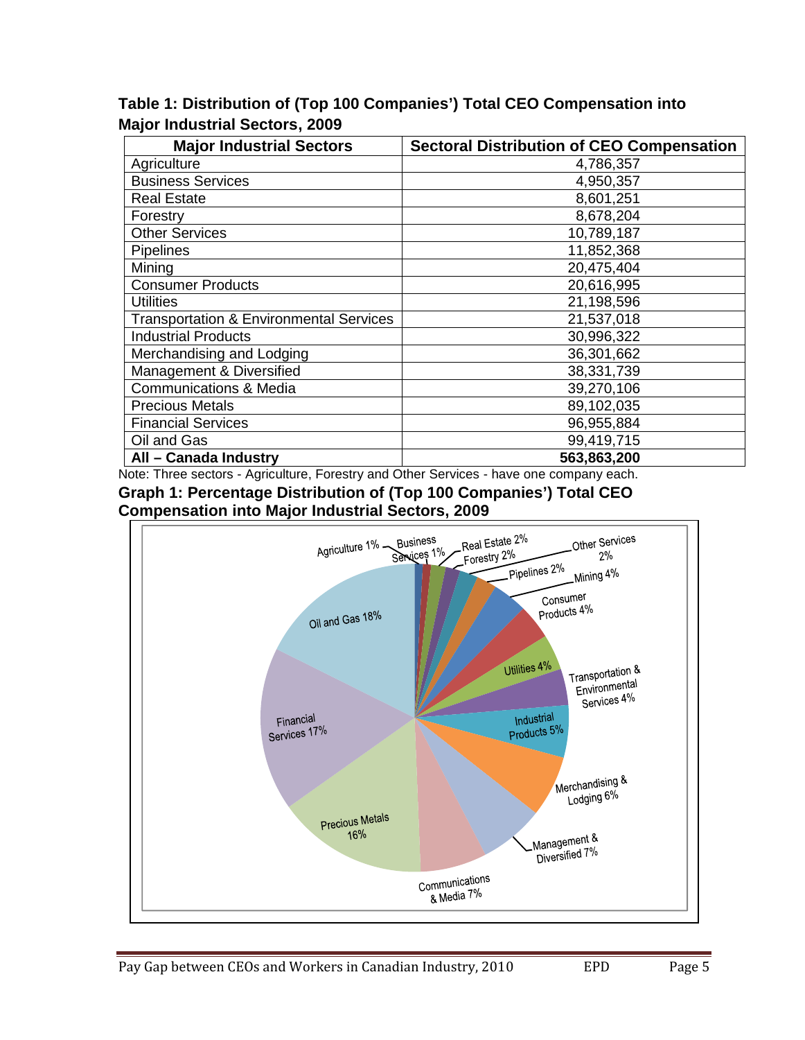**Table 1: Distribution of (Top 100 Companies') Total CEO Compensation into Major Industrial Sectors, 2009**

| Major Industrial Sectors | Sectoral Distribution of CEO Compensation |
|---|---|
| Agriculture | 4,786,357 |
| Business Services | 4,950,357 |
| Real Estate | 8,601,251 |
| Forestry | 8,678,204 |
| Other Services | 10,789,187 |
| Pipelines | 11,852,368 |
| Mining | 20,475,404 |
| Consumer Products | 20,616,995 |
| Utilities | 21,198,596 |
| Transportation & Environmental Services | 21,537,018 |
| Industrial Products | 30,996,322 |
| Merchandising and Lodging | 36,301,662 |
| Management & Diversified | 38,331,739 |
| Communications & Media | 39,270,106 |
| Precious Metals | 89,102,035 |
| Financial Services | 96,955,884 |
| Oil and Gas | 99,419,715 |
| **All – Canada Industry** | **563,863,200** |

Note: Three sectors - Agriculture, Forestry and Other Services - have one company each.

**Graph 1: Percentage Distribution of (Top 100 Companies') Total CEO Compensation into Major Industrial Sectors, 2009**

Agriculture 1%, Business Services 1%, Real Estate 2%, Forestry 2%, Other Services 2%, Pipelines 2%, Mining 4%, Consumer Products 4%, Utilities 4%, Transportation & Environmental Services 4%, Industrial Products 5%, Merchandising & Lodging 6%, Management & Diversified 7%, Communications & Media 7%, Precious Metals 16%, Financial Services 17%, Oil and Gas 18%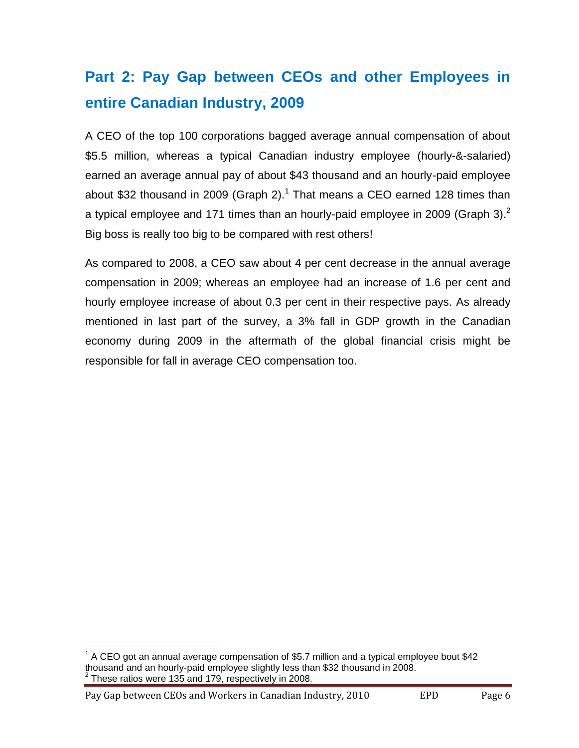## Part 2: Pay Gap between CEOs and other Employees in entire Canadian Industry, 2009

A CEO of the top 100 corporations bagged average annual compensation of about $5.5 million, whereas a typical Canadian industry employee (hourly-&-salaried) earned an average annual pay of about $43 thousand and an hourly-paid employee about $32 thousand in 2009 (Graph 2).[1] That means a CEO earned 128 times than a typical employee and 171 times than an hourly-paid employee in 2009 (Graph 3).[2] Big boss is really too big to be compared with rest others!

As compared to 2008, a CEO saw about 4 per cent decrease in the annual average compensation in 2009; whereas an employee had an increase of 1.6 per cent and hourly employee increase of about 0.3 per cent in their respective pays. As already mentioned in last part of the survey, a 3% fall in GDP growth in the Canadian economy during 2009 in the aftermath of the global financial crisis might be responsible for fall in average CEO compensation too.

---

[1] A CEO got an annual average compensation of $5.7 million and a typical employee bout $42 thousand and an hourly-paid employee slightly less than $32 thousand in 2008.

[2] These ratios were 135 and 179, respectively in 2008.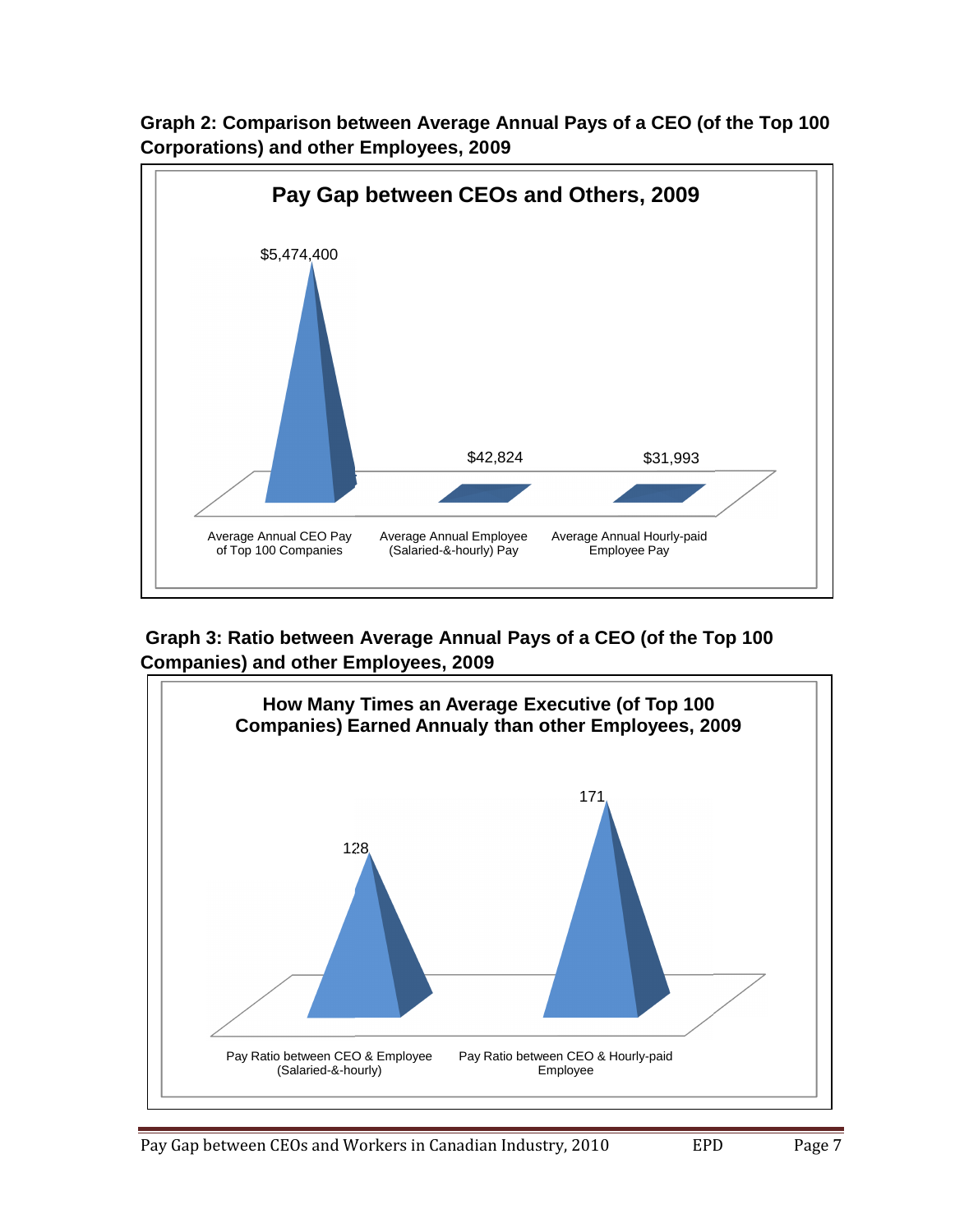**Graph 2: Comparison between Average Annual Pays of a CEO (of the Top 100 Corporations) and other Employees, 2009**

**Pay Gap between CEOs and Others, 2009**

| | Average Annual CEO Pay of Top 100 Companies | Average Annual Employee (Salaried-&-hourly) Pay | Average Annual Hourly-paid Employee Pay |
|---|---|---|---|
| Pay | $5,474,400 | $42,824 | $31,993 |

**Graph 3: Ratio between Average Annual Pays of a CEO (of the Top 100 Companies) and other Employees, 2009**

**How Many Times an Average Executive (of Top 100 Companies) Earned Annualy than other Employees, 2009**

| | Pay Ratio between CEO & Employee (Salaried-&-hourly) | Pay Ratio between CEO & Hourly-paid Employee |
|---|---|---|
| Ratio | 128 | 171 |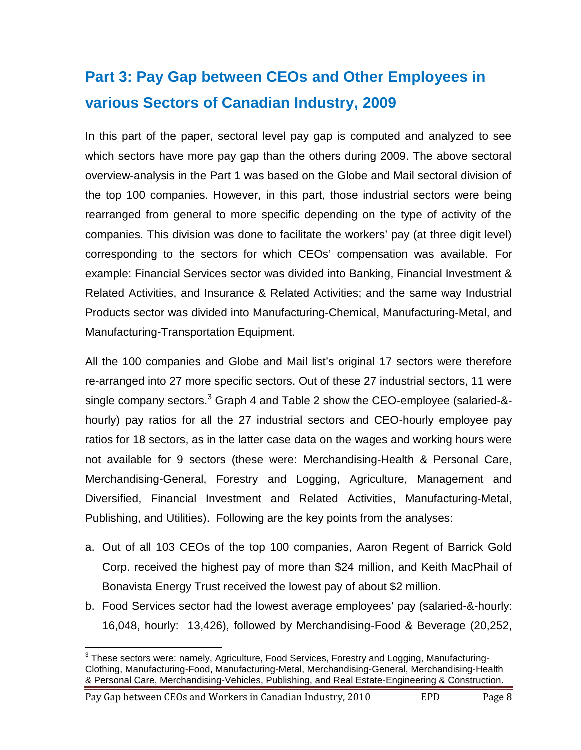## Part 3: Pay Gap between CEOs and Other Employees in various Sectors of Canadian Industry, 2009

In this part of the paper, sectoral level pay gap is computed and analyzed to see which sectors have more pay gap than the others during 2009. The above sectoral overview-analysis in the Part 1 was based on the Globe and Mail sectoral division of the top 100 companies. However, in this part, those industrial sectors were being rearranged from general to more specific depending on the type of activity of the companies. This division was done to facilitate the workers' pay (at three digit level) corresponding to the sectors for which CEOs' compensation was available. For example: Financial Services sector was divided into Banking, Financial Investment & Related Activities, and Insurance & Related Activities; and the same way Industrial Products sector was divided into Manufacturing-Chemical, Manufacturing-Metal, and Manufacturing-Transportation Equipment.

All the 100 companies and Globe and Mail list's original 17 sectors were therefore re-arranged into 27 more specific sectors. Out of these 27 industrial sectors, 11 were single company sectors.[3] Graph 4 and Table 2 show the CEO-employee (salaried-&-hourly) pay ratios for all the 27 industrial sectors and CEO-hourly employee pay ratios for 18 sectors, as in the latter case data on the wages and working hours were not available for 9 sectors (these were: Merchandising-Health & Personal Care, Merchandising-General, Forestry and Logging, Agriculture, Management and Diversified, Financial Investment and Related Activities, Manufacturing-Metal, Publishing, and Utilities). Following are the key points from the analyses:

a. Out of all 103 CEOs of the top 100 companies, Aaron Regent of Barrick Gold Corp. received the highest pay of more than $24 million, and Keith MacPhail of Bonavista Energy Trust received the lowest pay of about $2 million.
b. Food Services sector had the lowest average employees' pay (salaried-&-hourly: 16,048, hourly: 13,426), followed by Merchandising-Food & Beverage (20,252,

[3] These sectors were: namely, Agriculture, Food Services, Forestry and Logging, Manufacturing-Clothing, Manufacturing-Food, Manufacturing-Metal, Merchandising-General, Merchandising-Health & Personal Care, Merchandising-Vehicles, Publishing, and Real Estate-Engineering & Construction.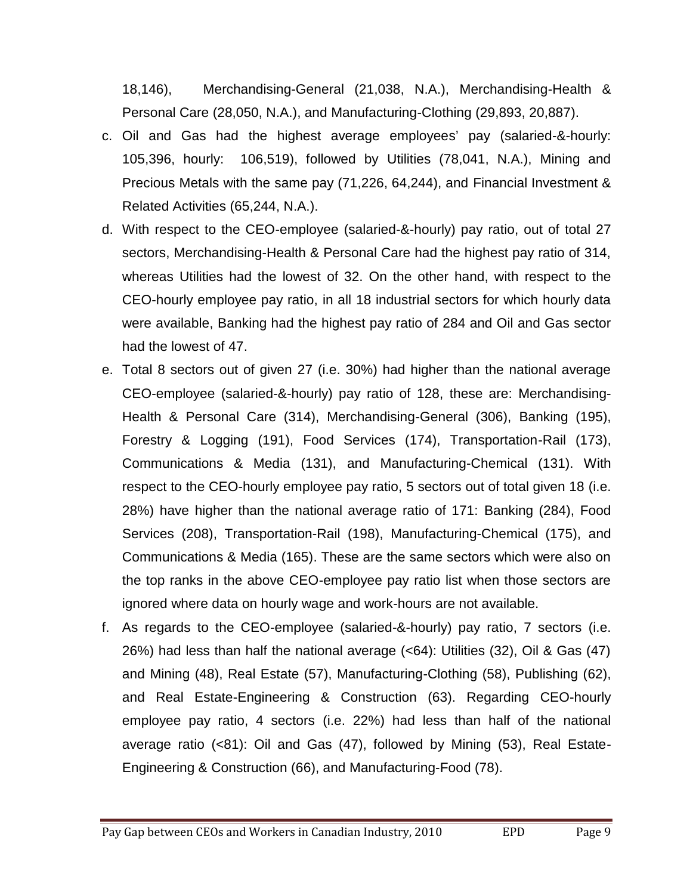18,146), Merchandising-General (21,038, N.A.), Merchandising-Health & Personal Care (28,050, N.A.), and Manufacturing-Clothing (29,893, 20,887).

c. Oil and Gas had the highest average employees' pay (salaried-&-hourly: 105,396, hourly: 106,519), followed by Utilities (78,041, N.A.), Mining and Precious Metals with the same pay (71,226, 64,244), and Financial Investment & Related Activities (65,244, N.A.).

d. With respect to the CEO-employee (salaried-&-hourly) pay ratio, out of total 27 sectors, Merchandising-Health & Personal Care had the highest pay ratio of 314, whereas Utilities had the lowest of 32. On the other hand, with respect to the CEO-hourly employee pay ratio, in all 18 industrial sectors for which hourly data were available, Banking had the highest pay ratio of 284 and Oil and Gas sector had the lowest of 47.

e. Total 8 sectors out of given 27 (i.e. 30%) had higher than the national average CEO-employee (salaried-&-hourly) pay ratio of 128, these are: Merchandising-Health & Personal Care (314), Merchandising-General (306), Banking (195), Forestry & Logging (191), Food Services (174), Transportation-Rail (173), Communications & Media (131), and Manufacturing-Chemical (131). With respect to the CEO-hourly employee pay ratio, 5 sectors out of total given 18 (i.e. 28%) have higher than the national average ratio of 171: Banking (284), Food Services (208), Transportation-Rail (198), Manufacturing-Chemical (175), and Communications & Media (165). These are the same sectors which were also on the top ranks in the above CEO-employee pay ratio list when those sectors are ignored where data on hourly wage and work-hours are not available.

f. As regards to the CEO-employee (salaried-&-hourly) pay ratio, 7 sectors (i.e. 26%) had less than half the national average (<64): Utilities (32), Oil & Gas (47) and Mining (48), Real Estate (57), Manufacturing-Clothing (58), Publishing (62), and Real Estate-Engineering & Construction (63). Regarding CEO-hourly employee pay ratio, 4 sectors (i.e. 22%) had less than half of the national average ratio (<81): Oil and Gas (47), followed by Mining (53), Real Estate-Engineering & Construction (66), and Manufacturing-Food (78).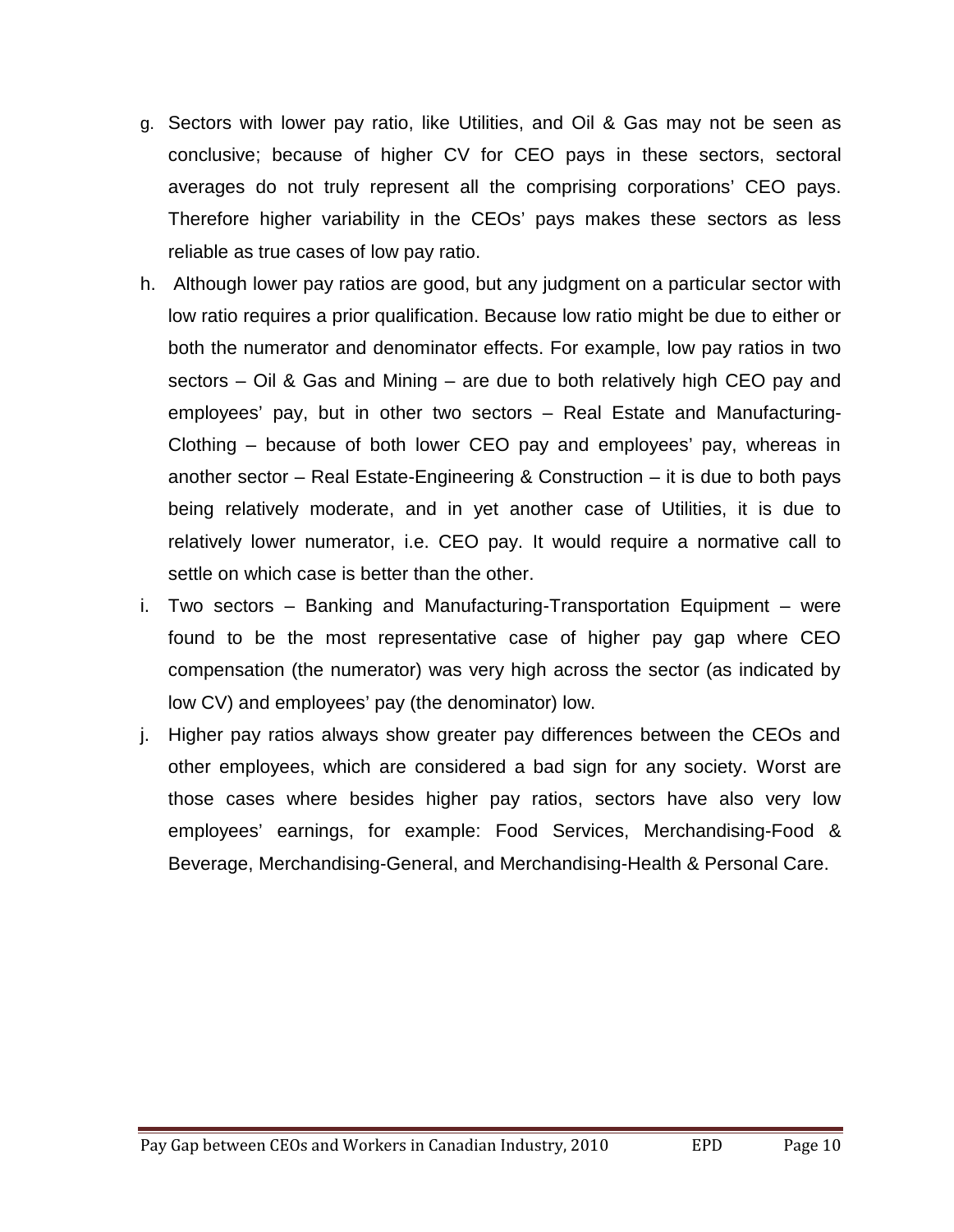g. Sectors with lower pay ratio, like Utilities, and Oil & Gas may not be seen as conclusive; because of higher CV for CEO pays in these sectors, sectoral averages do not truly represent all the comprising corporations' CEO pays. Therefore higher variability in the CEOs' pays makes these sectors as less reliable as true cases of low pay ratio.

h. Although lower pay ratios are good, but any judgment on a particular sector with low ratio requires a prior qualification. Because low ratio might be due to either or both the numerator and denominator effects. For example, low pay ratios in two sectors – Oil & Gas and Mining – are due to both relatively high CEO pay and employees' pay, but in other two sectors – Real Estate and Manufacturing-Clothing – because of both lower CEO pay and employees' pay, whereas in another sector – Real Estate-Engineering & Construction – it is due to both pays being relatively moderate, and in yet another case of Utilities, it is due to relatively lower numerator, i.e. CEO pay. It would require a normative call to settle on which case is better than the other.

i. Two sectors – Banking and Manufacturing-Transportation Equipment – were found to be the most representative case of higher pay gap where CEO compensation (the numerator) was very high across the sector (as indicated by low CV) and employees' pay (the denominator) low.

j. Higher pay ratios always show greater pay differences between the CEOs and other employees, which are considered a bad sign for any society. Worst are those cases where besides higher pay ratios, sectors have also very low employees' earnings, for example: Food Services, Merchandising-Food & Beverage, Merchandising-General, and Merchandising-Health & Personal Care.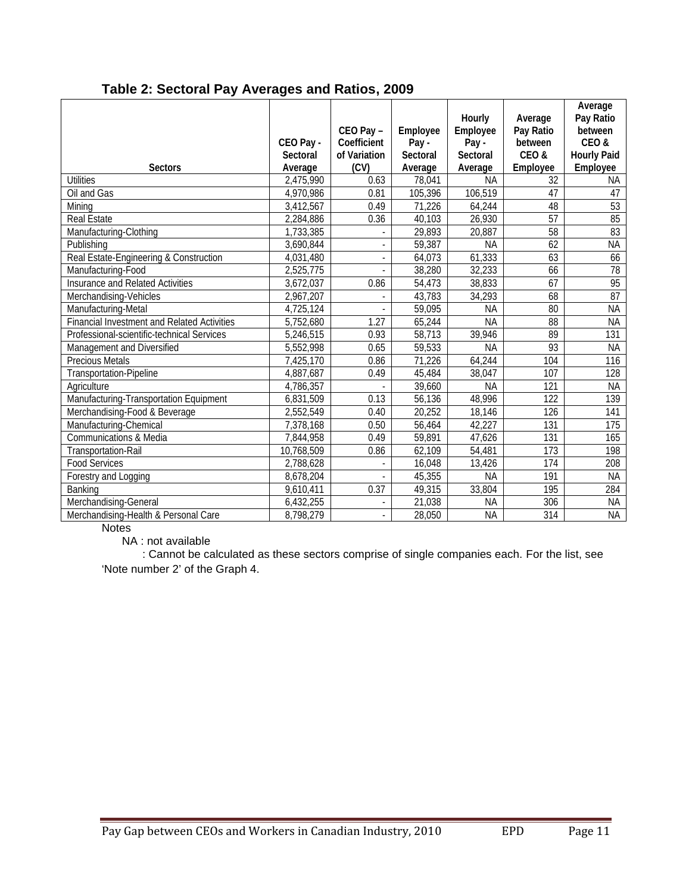**Table 2: Sectoral Pay Averages and Ratios, 2009**

| Sectors | CEO Pay - Sectoral Average | CEO Pay – Coefficient of Variation (CV) | Employee Pay - Sectoral Average | Hourly Employee Pay - Sectoral Average | Average Pay Ratio between CEO & Employee | Average Pay Ratio between CEO & Hourly Paid Employee |
|---|---|---|---|---|---|---|
| Utilities | 2,475,990 | 0.63 | 78,041 | NA | 32 | NA |
| Oil and Gas | 4,970,986 | 0.81 | 105,396 | 106,519 | 47 | 47 |
| Mining | 3,412,567 | 0.49 | 71,226 | 64,244 | 48 | 53 |
| Real Estate | 2,284,886 | 0.36 | 40,103 | 26,930 | 57 | 85 |
| Manufacturing-Clothing | 1,733,385 | - | 29,893 | 20,887 | 58 | 83 |
| Publishing | 3,690,844 | - | 59,387 | NA | 62 | NA |
| Real Estate-Engineering & Construction | 4,031,480 | - | 64,073 | 61,333 | 63 | 66 |
| Manufacturing-Food | 2,525,775 | - | 38,280 | 32,233 | 66 | 78 |
| Insurance and Related Activities | 3,672,037 | 0.86 | 54,473 | 38,833 | 67 | 95 |
| Merchandising-Vehicles | 2,967,207 | - | 43,783 | 34,293 | 68 | 87 |
| Manufacturing-Metal | 4,725,124 | - | 59,095 | NA | 80 | NA |
| Financial Investment and Related Activities | 5,752,680 | 1.27 | 65,244 | NA | 88 | NA |
| Professional-scientific-technical Services | 5,246,515 | 0.93 | 58,713 | 39,946 | 89 | 131 |
| Management and Diversified | 5,552,998 | 0.65 | 59,533 | NA | 93 | NA |
| Precious Metals | 7,425,170 | 0.86 | 71,226 | 64,244 | 104 | 116 |
| Transportation-Pipeline | 4,887,687 | 0.49 | 45,484 | 38,047 | 107 | 128 |
| Agriculture | 4,786,357 | - | 39,660 | NA | 121 | NA |
| Manufacturing-Transportation Equipment | 6,831,509 | 0.13 | 56,136 | 48,996 | 122 | 139 |
| Merchandising-Food & Beverage | 2,552,549 | 0.40 | 20,252 | 18,146 | 126 | 141 |
| Manufacturing-Chemical | 7,378,168 | 0.50 | 56,464 | 42,227 | 131 | 175 |
| Communications & Media | 7,844,958 | 0.49 | 59,891 | 47,626 | 131 | 165 |
| Transportation-Rail | 10,768,509 | 0.86 | 62,109 | 54,481 | 173 | 198 |
| Food Services | 2,788,628 | - | 16,048 | 13,426 | 174 | 208 |
| Forestry and Logging | 8,678,204 | - | 45,355 | NA | 191 | NA |
| Banking | 9,610,411 | 0.37 | 49,315 | 33,804 | 195 | 284 |
| Merchandising-General | 6,432,255 | - | 21,038 | NA | 306 | NA |
| Merchandising-Health & Personal Care | 8,798,279 | - | 28,050 | NA | 314 | NA |

Notes

NA : not available

: Cannot be calculated as these sectors comprise of single companies each. For the list, see 'Note number 2' of the Graph 4.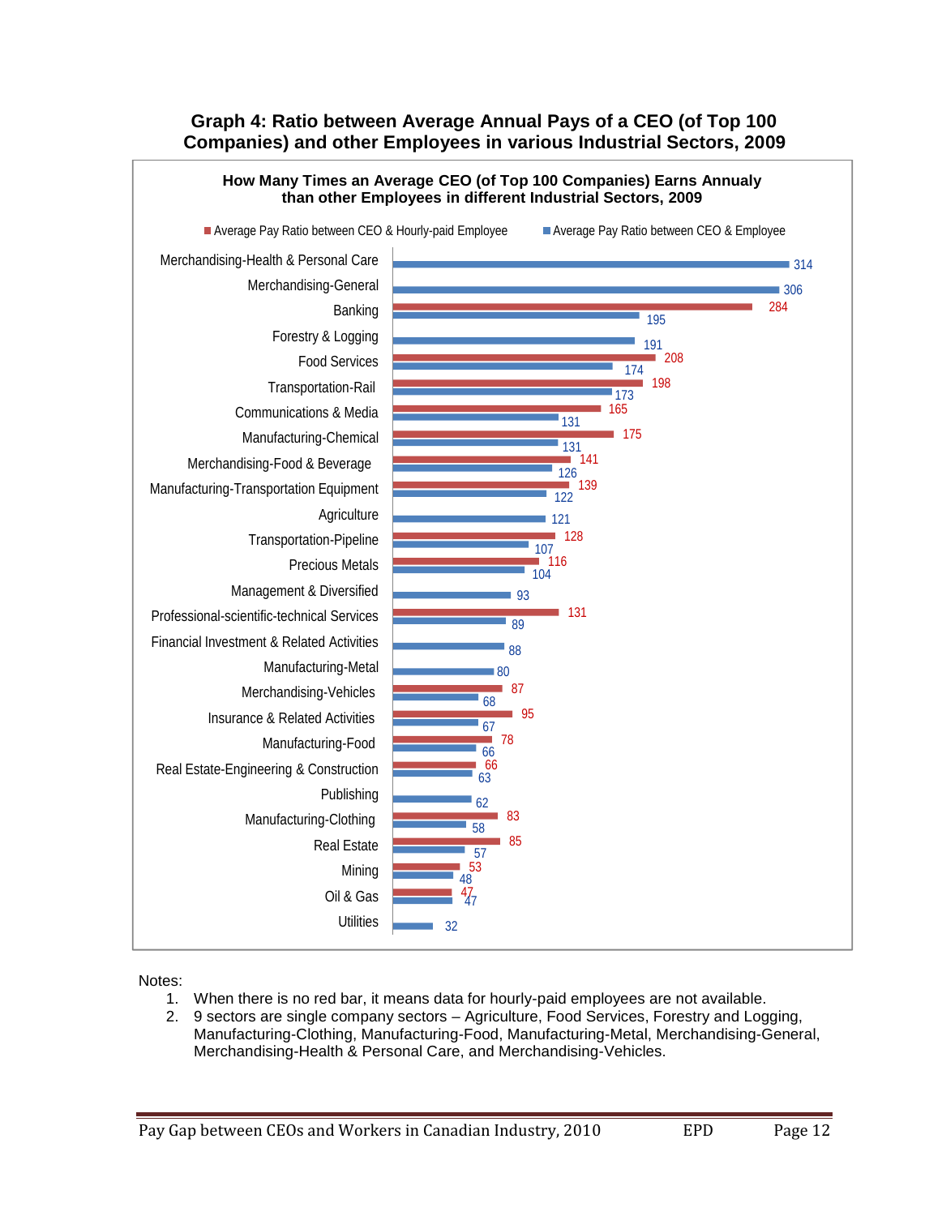**Graph 4: Ratio between Average Annual Pays of a CEO (of Top 100 Companies) and other Employees in various Industrial Sectors, 2009**

**How Many Times an Average CEO (of Top 100 Companies) Earns Annualy than other Employees in different Industrial Sectors, 2009**

| Industrial Sector | Average Pay Ratio between CEO & Hourly-paid Employee | Average Pay Ratio between CEO & Employee |
|---|---|---|
| Merchandising-Health & Personal Care | | 314 |
| Merchandising-General | | 306 |
| Banking | 284 | 195 |
| Forestry & Logging | | 191 |
| Food Services | 208 | 174 |
| Transportation-Rail | 198 | 173 |
| Communications & Media | 165 | 131 |
| Manufacturing-Chemical | 175 | 131 |
| Merchandising-Food & Beverage | 141 | 126 |
| Manufacturing-Transportation Equipment | 139 | 122 |
| Agriculture | | 121 |
| Transportation-Pipeline | 128 | 107 |
| Precious Metals | 116 | 104 |
| Management & Diversified | | 93 |
| Professional-scientific-technical Services | 131 | 89 |
| Financial Investment & Related Activities | | 88 |
| Manufacturing-Metal | | 80 |
| Merchandising-Vehicles | 87 | 68 |
| Insurance & Related Activities | 95 | 67 |
| Manufacturing-Food | 78 | 66 |
| Real Estate-Engineering & Construction | 66 | 63 |
| Publishing | | 62 |
| Manufacturing-Clothing | 83 | 58 |
| Real Estate | 85 | 57 |
| Mining | 53 | 48 |
| Oil & Gas | 47 | 47 |
| Utilities | | 32 |

Notes:

1. When there is no red bar, it means data for hourly-paid employees are not available.
2. 9 sectors are single company sectors – Agriculture, Food Services, Forestry and Logging, Manufacturing-Clothing, Manufacturing-Food, Manufacturing-Metal, Merchandising-General, Merchandising-Health & Personal Care, and Merchandising-Vehicles.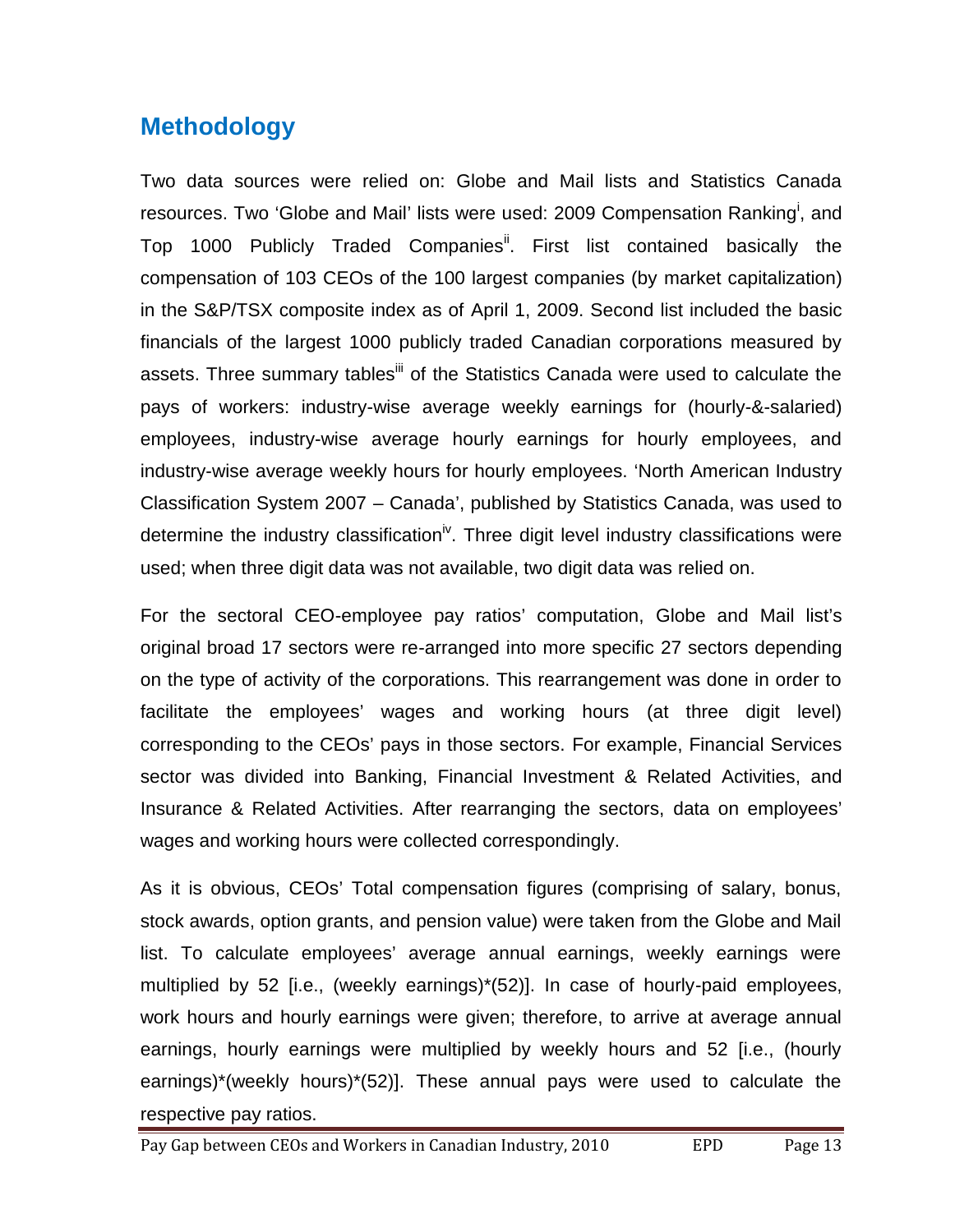## Methodology

Two data sources were relied on: Globe and Mail lists and Statistics Canada resources. Two 'Globe and Mail' lists were used: 2009 Compensation Ranking[i], and Top 1000 Publicly Traded Companies[ii]. First list contained basically the compensation of 103 CEOs of the 100 largest companies (by market capitalization) in the S&P/TSX composite index as of April 1, 2009. Second list included the basic financials of the largest 1000 publicly traded Canadian corporations measured by assets. Three summary tables[iii] of the Statistics Canada were used to calculate the pays of workers: industry-wise average weekly earnings for (hourly-&-salaried) employees, industry-wise average hourly earnings for hourly employees, and industry-wise average weekly hours for hourly employees. 'North American Industry Classification System 2007 – Canada', published by Statistics Canada, was used to determine the industry classification[iv]. Three digit level industry classifications were used; when three digit data was not available, two digit data was relied on.

For the sectoral CEO-employee pay ratios' computation, Globe and Mail list's original broad 17 sectors were re-arranged into more specific 27 sectors depending on the type of activity of the corporations. This rearrangement was done in order to facilitate the employees' wages and working hours (at three digit level) corresponding to the CEOs' pays in those sectors. For example, Financial Services sector was divided into Banking, Financial Investment & Related Activities, and Insurance & Related Activities. After rearranging the sectors, data on employees' wages and working hours were collected correspondingly.

As it is obvious, CEOs' Total compensation figures (comprising of salary, bonus, stock awards, option grants, and pension value) were taken from the Globe and Mail list. To calculate employees' average annual earnings, weekly earnings were multiplied by 52 [i.e., (weekly earnings)*(52)]. In case of hourly-paid employees, work hours and hourly earnings were given; therefore, to arrive at average annual earnings, hourly earnings were multiplied by weekly hours and 52 [i.e., (hourly earnings)*(weekly hours)*(52)]. These annual pays were used to calculate the respective pay ratios.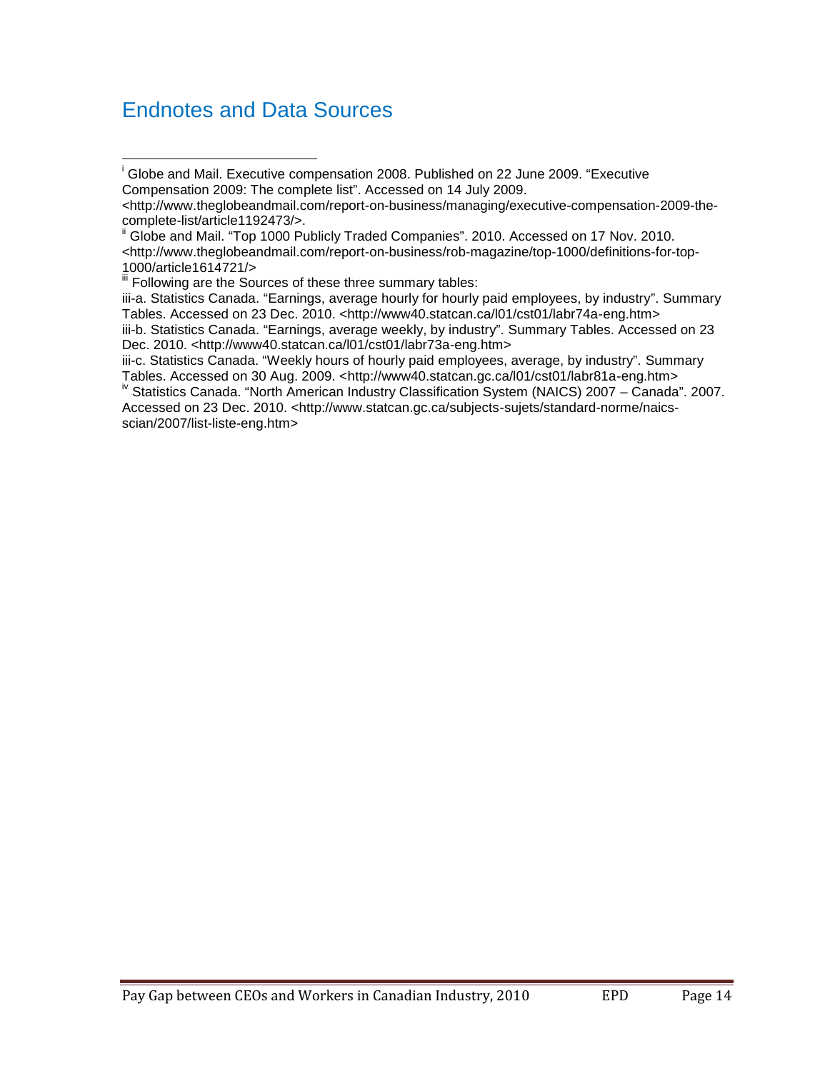## Endnotes and Data Sources

[i] Globe and Mail. Executive compensation 2008. Published on 22 June 2009. "Executive Compensation 2009: The complete list". Accessed on 14 July 2009. <http://www.theglobeandmail.com/report-on-business/managing/executive-compensation-2009-the-complete-list/article1192473/>.

[ii] Globe and Mail. "Top 1000 Publicly Traded Companies". 2010. Accessed on 17 Nov. 2010. <http://www.theglobeandmail.com/report-on-business/rob-magazine/top-1000/definitions-for-top-1000/article1614721/>

[iii] Following are the Sources of these three summary tables:

iii-a. Statistics Canada. "Earnings, average hourly for hourly paid employees, by industry". Summary Tables. Accessed on 23 Dec. 2010. <http://www40.statcan.ca/l01/cst01/labr74a-eng.htm>

iii-b. Statistics Canada. "Earnings, average weekly, by industry". Summary Tables. Accessed on 23 Dec. 2010. <http://www40.statcan.ca/l01/cst01/labr73a-eng.htm>

iii-c. Statistics Canada. "Weekly hours of hourly paid employees, average, by industry". Summary Tables. Accessed on 30 Aug. 2009. <http://www40.statcan.gc.ca/l01/cst01/labr81a-eng.htm>

[iv] Statistics Canada. "North American Industry Classification System (NAICS) 2007 – Canada". 2007. Accessed on 23 Dec. 2010. <http://www.statcan.gc.ca/subjects-sujets/standard-norme/naics-scian/2007/list-liste-eng.htm>